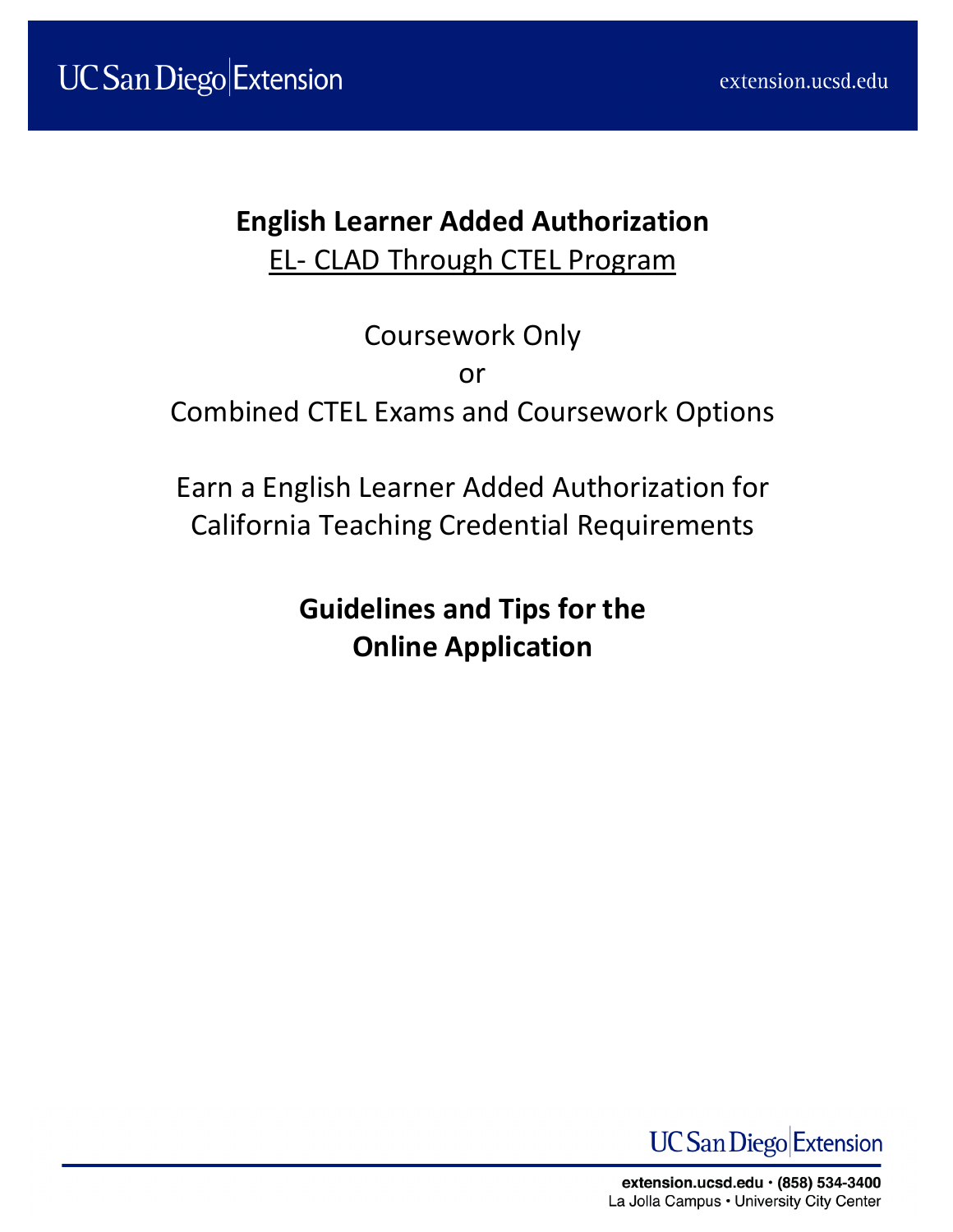# English Learner Added Authorization

EL- CLAD Through CTEL Program

Coursework Only

or

Combined CTEL Exams and Coursework Options

Earn a English Learner Added Authorization for California Teaching Credential Requirements

**Guidelines and Tips for the Online Application**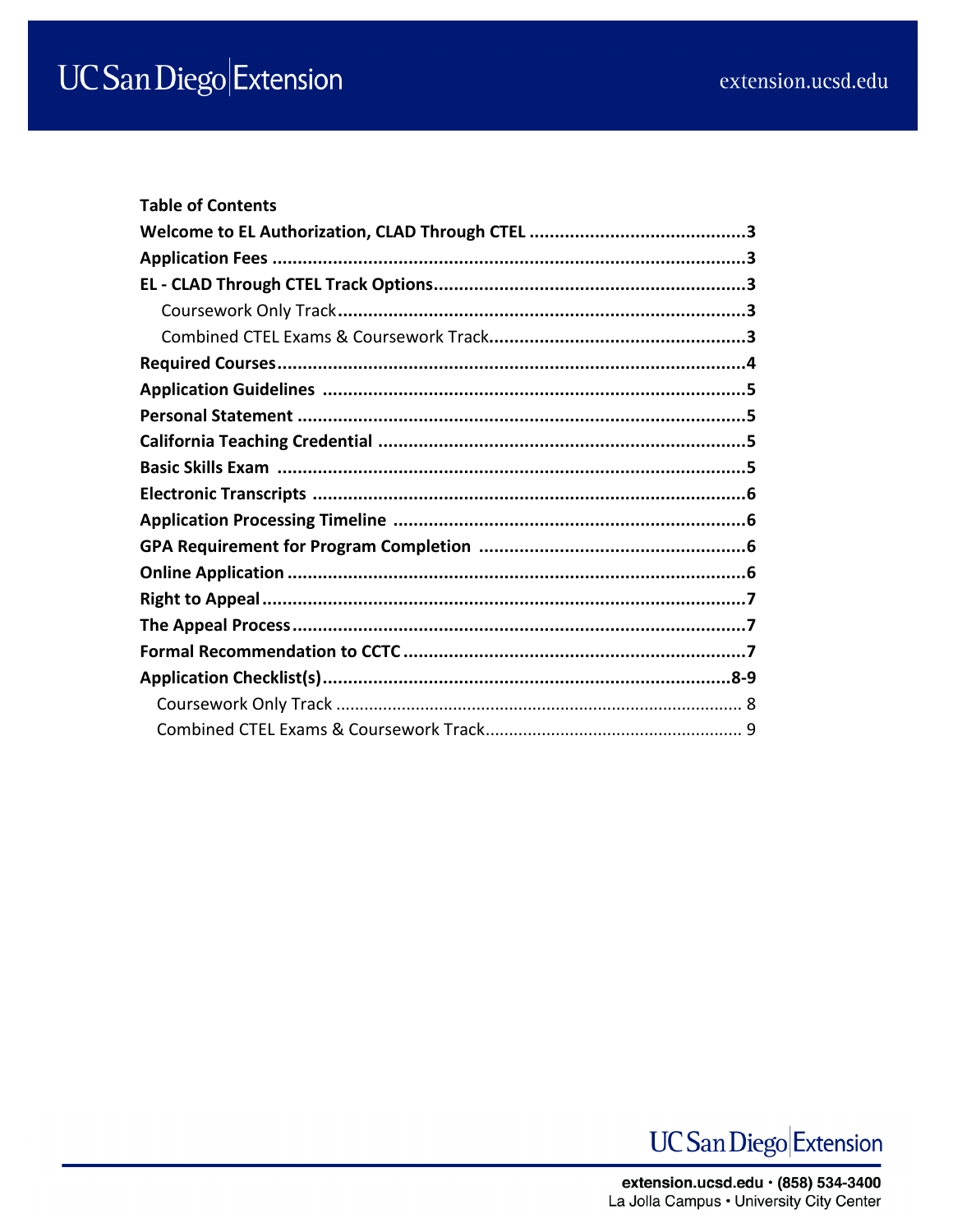## Table of Contents

**Welcome to EL Authorization, CLAD Through CTEL** ........................................... **3**

**Application Fees** ............................................................................................. **3**

**EL - CLAD Through CTEL Track Options** ............................................................. **3**

- Coursework Only Track ........................................................................... **3**
- Combined CTEL Exams & Coursework Track ................................................... **3**

**Required Courses** ............................................................................................ **4**

**Application Guidelines** ..................................................................................... **5**

**Personal Statement** .......................................................................................... **5**

**California Teaching Credential** ......................................................................... **5**

**Basic Skills Exam** ............................................................................................. **5**

**Electronic Transcripts** ...................................................................................... **6**

**Application Processing Timeline** ....................................................................... **6**

**GPA Requirement for Program Completion** ......................................................... **6**

**Online Application** ........................................................................................... **6**

**Right to Appeal** ............................................................................................... **7**

**The Appeal Process** .......................................................................................... **7**

**Formal Recommendation to CCTC** ..................................................................... **7**

**Application Checklist(s)** ................................................................................. **8-9**

- Coursework Only Track ........................................................................... 8
- Combined CTEL Exams & Coursework Track ................................................... 9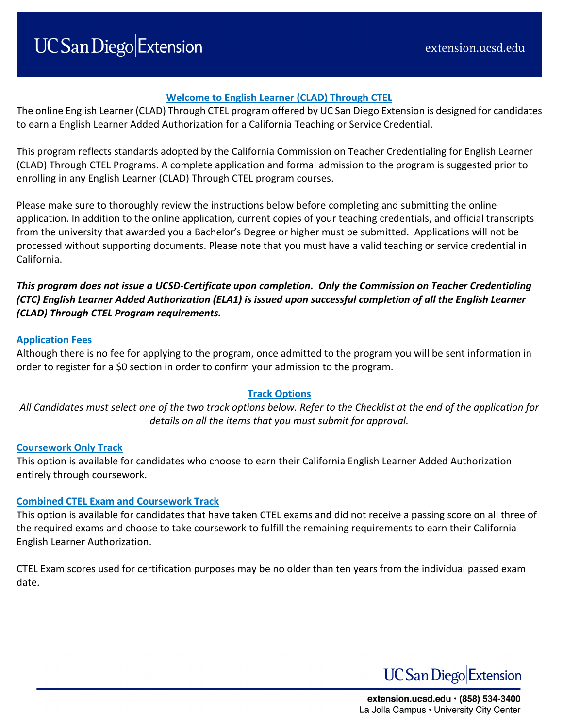## Welcome to English Learner (CLAD) Through CTEL

The online English Learner (CLAD) Through CTEL program offered by UC San Diego Extension is designed for candidates to earn a English Learner Added Authorization for a California Teaching or Service Credential.

This program reflects standards adopted by the California Commission on Teacher Credentialing for English Learner (CLAD) Through CTEL Programs. A complete application and formal admission to the program is suggested prior to enrolling in any English Learner (CLAD) Through CTEL program courses.

Please make sure to thoroughly review the instructions below before completing and submitting the online application. In addition to the online application, current copies of your teaching credentials, and official transcripts from the university that awarded you a Bachelor's Degree or higher must be submitted. Applications will not be processed without supporting documents. Please note that you must have a valid teaching or service credential in California.

***This program does not issue a UCSD-Certificate upon completion. Only the Commission on Teacher Credentialing (CTC) English Learner Added Authorization (ELA1) is issued upon successful completion of all the English Learner (CLAD) Through CTEL Program requirements.***

### Application Fees

Although there is no fee for applying to the program, once admitted to the program you will be sent information in order to register for a $0 section in order to confirm your admission to the program.

## Track Options

*All Candidates must select one of the two track options below. Refer to the Checklist at the end of the application for details on all the items that you must submit for approval.*

### Coursework Only Track

This option is available for candidates who choose to earn their California English Learner Added Authorization entirely through coursework.

### Combined CTEL Exam and Coursework Track

This option is available for candidates that have taken CTEL exams and did not receive a passing score on all three of the required exams and choose to take coursework to fulfill the remaining requirements to earn their California English Learner Authorization.

CTEL Exam scores used for certification purposes may be no older than ten years from the individual passed exam date.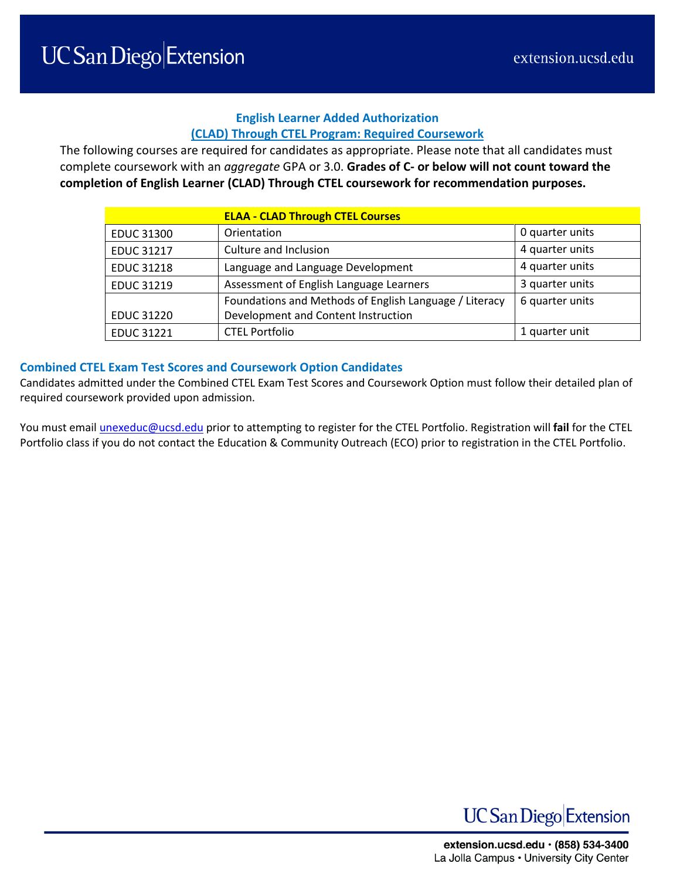## English Learner Added Authorization (CLAD) Through CTEL Program: Required Coursework

The following courses are required for candidates as appropriate. Please note that all candidates must complete coursework with an *aggregate* GPA or 3.0. **Grades of C- or below will not count toward the completion of English Learner (CLAD) Through CTEL coursework for recommendation purposes.**

| ELAA - CLAD Through CTEL Courses | | |
|---|---|---|
| EDUC 31300 | Orientation | 0 quarter units |
| EDUC 31217 | Culture and Inclusion | 4 quarter units |
| EDUC 31218 | Language and Language Development | 4 quarter units |
| EDUC 31219 | Assessment of English Language Learners | 3 quarter units |
| EDUC 31220 | Foundations and Methods of English Language / Literacy Development and Content Instruction | 6 quarter units |
| EDUC 31221 | CTEL Portfolio | 1 quarter unit |

### Combined CTEL Exam Test Scores and Coursework Option Candidates

Candidates admitted under the Combined CTEL Exam Test Scores and Coursework Option must follow their detailed plan of required coursework provided upon admission.

You must email unexeduc@ucsd.edu prior to attempting to register for the CTEL Portfolio. Registration will **fail** for the CTEL Portfolio class if you do not contact the Education & Community Outreach (ECO) prior to registration in the CTEL Portfolio.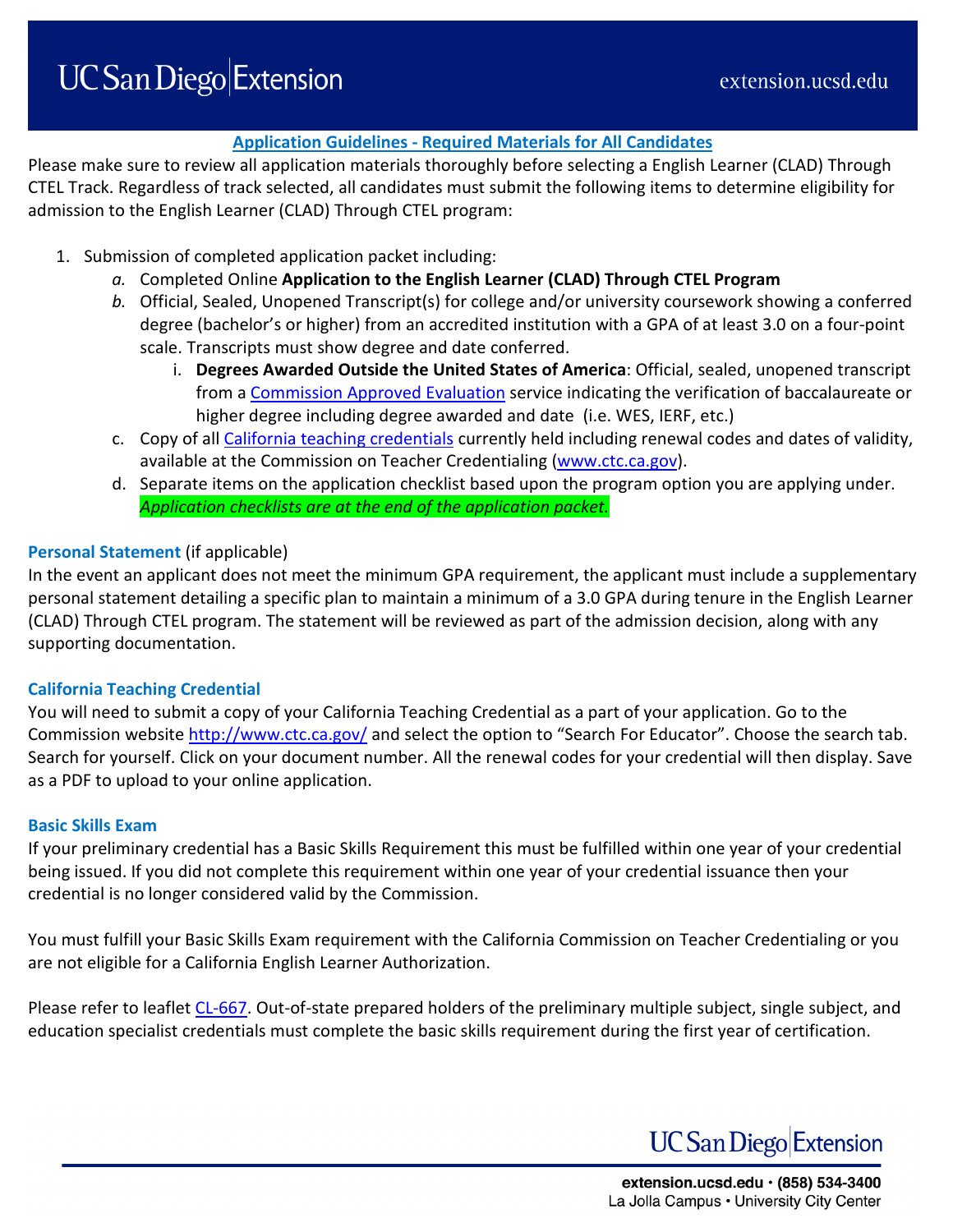## Application Guidelines - Required Materials for All Candidates

Please make sure to review all application materials thoroughly before selecting a English Learner (CLAD) Through CTEL Track. Regardless of track selected, all candidates must submit the following items to determine eligibility for admission to the English Learner (CLAD) Through CTEL program:

1. Submission of completed application packet including:
   - *a.* Completed Online **Application to the English Learner (CLAD) Through CTEL Program**
   - *b.* Official, Sealed, Unopened Transcript(s) for college and/or university coursework showing a conferred degree (bachelor's or higher) from an accredited institution with a GPA of at least 3.0 on a four-point scale. Transcripts must show degree and date conferred.
     - i. **Degrees Awarded Outside the United States of America**: Official, sealed, unopened transcript from a Commission Approved Evaluation service indicating the verification of baccalaureate or higher degree including degree awarded and date (i.e. WES, IERF, etc.)
   - c. Copy of all California teaching credentials currently held including renewal codes and dates of validity, available at the Commission on Teacher Credentialing (www.ctc.ca.gov).
   - d. Separate items on the application checklist based upon the program option you are applying under. *Application checklists are at the end of the application packet.*

### Personal Statement (if applicable)

In the event an applicant does not meet the minimum GPA requirement, the applicant must include a supplementary personal statement detailing a specific plan to maintain a minimum of a 3.0 GPA during tenure in the English Learner (CLAD) Through CTEL program. The statement will be reviewed as part of the admission decision, along with any supporting documentation.

### California Teaching Credential

You will need to submit a copy of your California Teaching Credential as a part of your application. Go to the Commission website http://www.ctc.ca.gov/ and select the option to "Search For Educator". Choose the search tab. Search for yourself. Click on your document number. All the renewal codes for your credential will then display. Save as a PDF to upload to your online application.

### Basic Skills Exam

If your preliminary credential has a Basic Skills Requirement this must be fulfilled within one year of your credential being issued. If you did not complete this requirement within one year of your credential issuance then your credential is no longer considered valid by the Commission.

You must fulfill your Basic Skills Exam requirement with the California Commission on Teacher Credentialing or you are not eligible for a California English Learner Authorization.

Please refer to leaflet CL-667. Out-of-state prepared holders of the preliminary multiple subject, single subject, and education specialist credentials must complete the basic skills requirement during the first year of certification.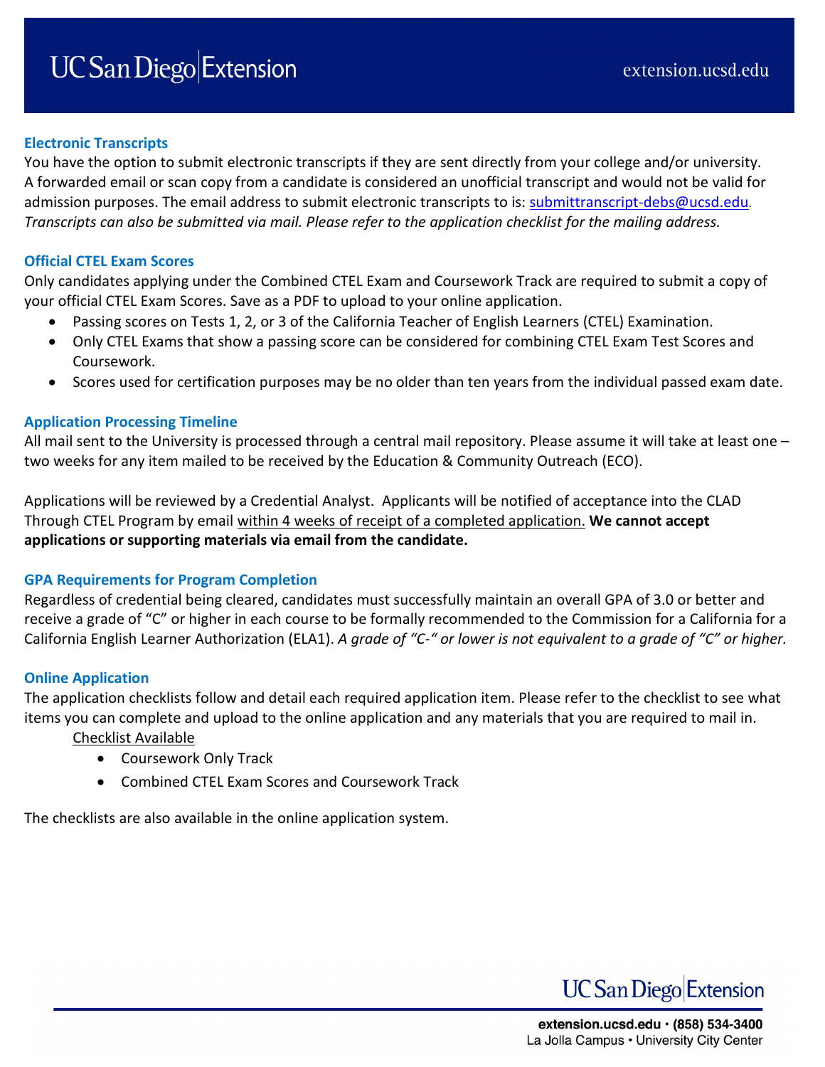### Electronic Transcripts

You have the option to submit electronic transcripts if they are sent directly from your college and/or university. A forwarded email or scan copy from a candidate is considered an unofficial transcript and would not be valid for admission purposes. The email address to submit electronic transcripts to is: submittranscript-debs@ucsd.edu. *Transcripts can also be submitted via mail. Please refer to the application checklist for the mailing address.*

### Official CTEL Exam Scores

Only candidates applying under the Combined CTEL Exam and Coursework Track are required to submit a copy of your official CTEL Exam Scores. Save as a PDF to upload to your online application.

- Passing scores on Tests 1, 2, or 3 of the California Teacher of English Learners (CTEL) Examination.
- Only CTEL Exams that show a passing score can be considered for combining CTEL Exam Test Scores and Coursework.
- Scores used for certification purposes may be no older than ten years from the individual passed exam date.

### Application Processing Timeline

All mail sent to the University is processed through a central mail repository. Please assume it will take at least one – two weeks for any item mailed to be received by the Education & Community Outreach (ECO).

Applications will be reviewed by a Credential Analyst. Applicants will be notified of acceptance into the CLAD Through CTEL Program by email within 4 weeks of receipt of a completed application. **We cannot accept applications or supporting materials via email from the candidate.**

### GPA Requirements for Program Completion

Regardless of credential being cleared, candidates must successfully maintain an overall GPA of 3.0 or better and receive a grade of "C" or higher in each course to be formally recommended to the Commission for a California for a California English Learner Authorization (ELA1). *A grade of "C-" or lower is not equivalent to a grade of "C" or higher.*

### Online Application

The application checklists follow and detail each required application item. Please refer to the checklist to see what items you can complete and upload to the online application and any materials that you are required to mail in.

Checklist Available

- Coursework Only Track
- Combined CTEL Exam Scores and Coursework Track

The checklists are also available in the online application system.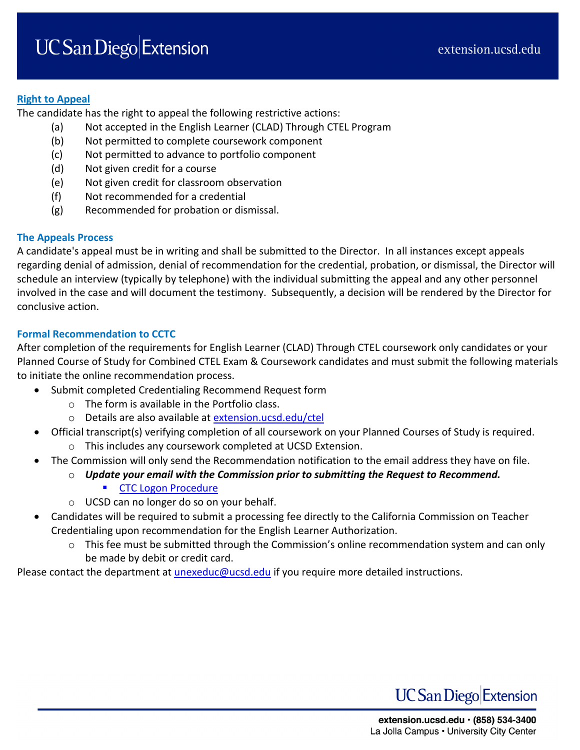**Right to Appeal**

The candidate has the right to appeal the following restrictive actions:

(a) Not accepted in the English Learner (CLAD) Through CTEL Program
(b) Not permitted to complete coursework component
(c) Not permitted to advance to portfolio component
(d) Not given credit for a course
(e) Not given credit for classroom observation
(f) Not recommended for a credential
(g) Recommended for probation or dismissal.

## The Appeals Process

A candidate's appeal must be in writing and shall be submitted to the Director. In all instances except appeals regarding denial of admission, denial of recommendation for the credential, probation, or dismissal, the Director will schedule an interview (typically by telephone) with the individual submitting the appeal and any other personnel involved in the case and will document the testimony. Subsequently, a decision will be rendered by the Director for conclusive action.

## Formal Recommendation to CCTC

After completion of the requirements for English Learner (CLAD) Through CTEL coursework only candidates or your Planned Course of Study for Combined CTEL Exam & Coursework candidates and must submit the following materials to initiate the online recommendation process.

- Submit completed Credentialing Recommend Request form
  - The form is available in the Portfolio class.
  - Details are also available at [extension.ucsd.edu/ctel](extension.ucsd.edu/ctel)
- Official transcript(s) verifying completion of all coursework on your Planned Courses of Study is required.
  - This includes any coursework completed at UCSD Extension.
- The Commission will only send the Recommendation notification to the email address they have on file.
  - ***Update your email with the Commission prior to submitting the Request to Recommend.***
    - CTC Logon Procedure
  - UCSD can no longer do so on your behalf.
- Candidates will be required to submit a processing fee directly to the California Commission on Teacher Credentialing upon recommendation for the English Learner Authorization.
  - This fee must be submitted through the Commission's online recommendation system and can only be made by debit or credit card.

Please contact the department at unexeduc@ucsd.edu if you require more detailed instructions.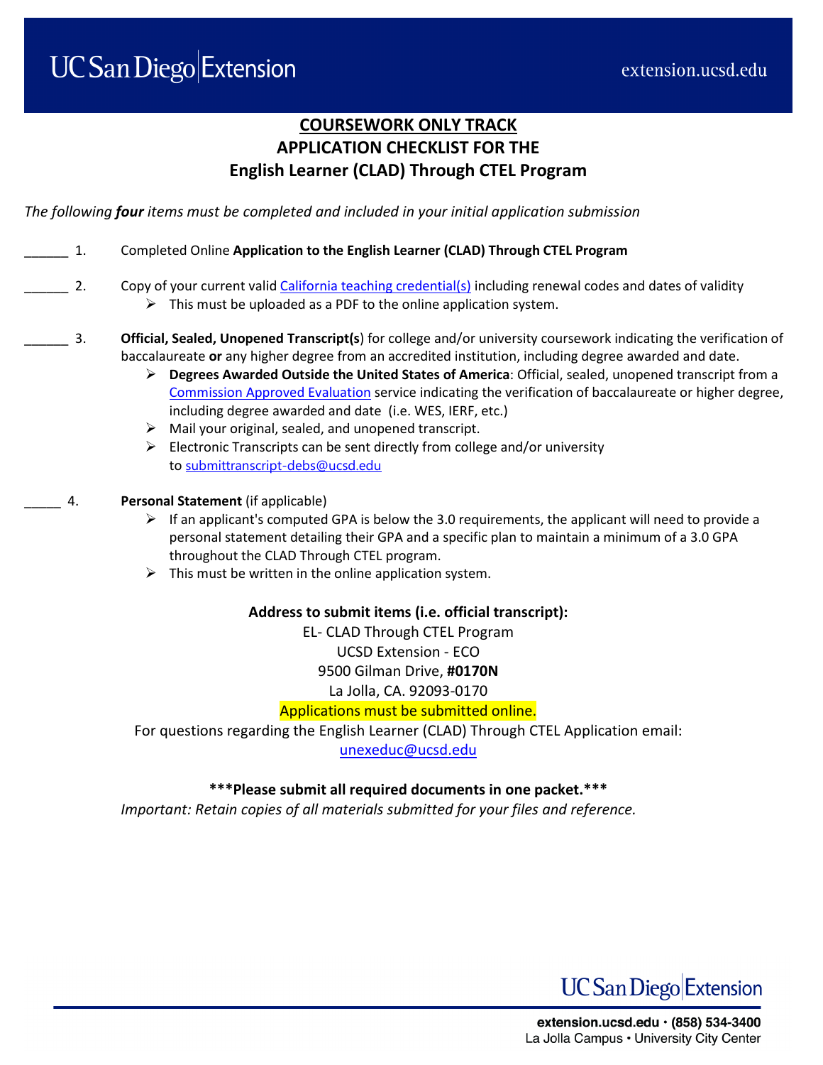# COURSEWORK ONLY TRACK
## APPLICATION CHECKLIST FOR THE
## English Learner (CLAD) Through CTEL Program

*The following **four** items must be completed and included in your initial application submission*

______ 1. Completed Online **Application to the English Learner (CLAD) Through CTEL Program**

______ 2. Copy of your current valid California teaching credential(s) including renewal codes and dates of validity

- This must be uploaded as a PDF to the online application system.

______ 3. **Official, Sealed, Unopened Transcript(s**) for college and/or university coursework indicating the verification of baccalaureate **or** any higher degree from an accredited institution, including degree awarded and date.

- **Degrees Awarded Outside the United States of America**: Official, sealed, unopened transcript from a Commission Approved Evaluation service indicating the verification of baccalaureate or higher degree, including degree awarded and date (i.e. WES, IERF, etc.)
- Mail your original, sealed, and unopened transcript.
- Electronic Transcripts can be sent directly from college and/or university to submittranscript-debs@ucsd.edu

_____ 4. **Personal Statement** (if applicable)

- If an applicant's computed GPA is below the 3.0 requirements, the applicant will need to provide a personal statement detailing their GPA and a specific plan to maintain a minimum of a 3.0 GPA throughout the CLAD Through CTEL program.
- This must be written in the online application system.

**Address to submit items (i.e. official transcript):**

EL- CLAD Through CTEL Program
UCSD Extension - ECO
9500 Gilman Drive, **#0170N**
La Jolla, CA. 92093-0170

Applications must be submitted online.

For questions regarding the English Learner (CLAD) Through CTEL Application email:
unexeduc@ucsd.edu

**\*\*\*Please submit all required documents in one packet.\*\*\***

*Important: Retain copies of all materials submitted for your files and reference.*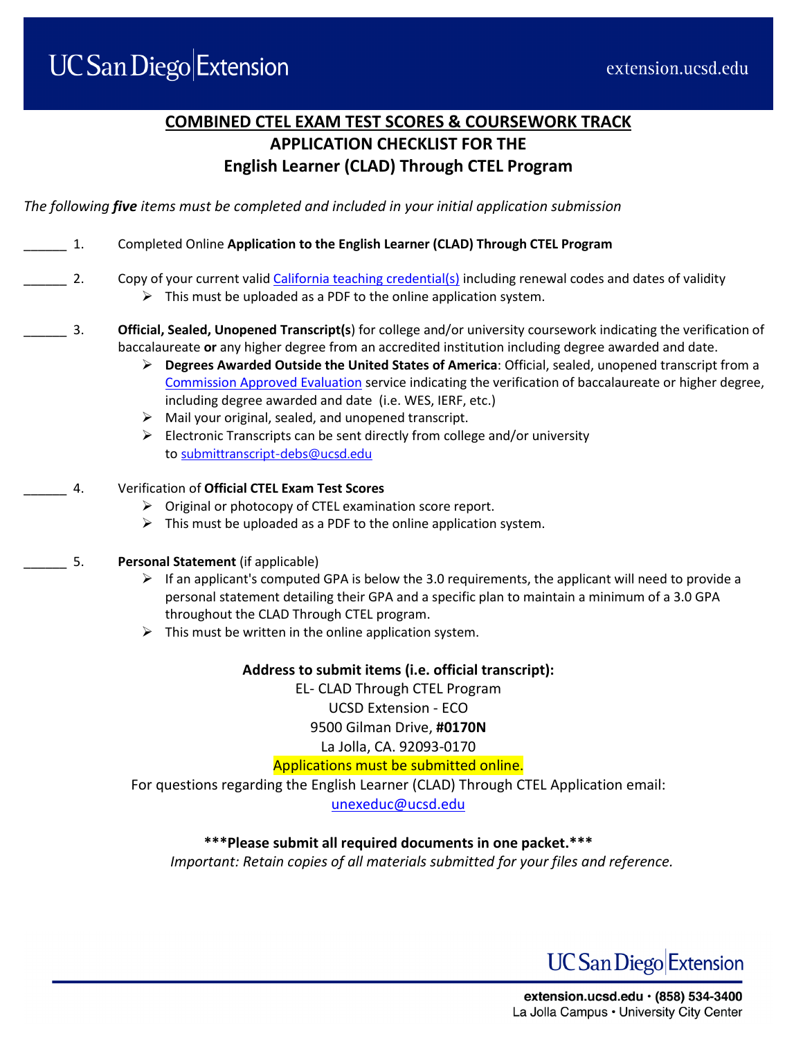# COMBINED CTEL EXAM TEST SCORES & COURSEWORK TRACK
## APPLICATION CHECKLIST FOR THE
## English Learner (CLAD) Through CTEL Program

*The following **five** items must be completed and included in your initial application submission*

______ 1. Completed Online **Application to the English Learner (CLAD) Through CTEL Program**

______ 2. Copy of your current valid California teaching credential(s) including renewal codes and dates of validity
- This must be uploaded as a PDF to the online application system.

______ 3. **Official, Sealed, Unopened Transcript(s**) for college and/or university coursework indicating the verification of baccalaureate **or** any higher degree from an accredited institution including degree awarded and date.
- **Degrees Awarded Outside the United States of America**: Official, sealed, unopened transcript from a Commission Approved Evaluation service indicating the verification of baccalaureate or higher degree, including degree awarded and date (i.e. WES, IERF, etc.)
- Mail your original, sealed, and unopened transcript.
- Electronic Transcripts can be sent directly from college and/or university to submittranscript-debs@ucsd.edu

______ 4. Verification of **Official CTEL Exam Test Scores**
- Original or photocopy of CTEL examination score report.
- This must be uploaded as a PDF to the online application system.

______ 5. **Personal Statement** (if applicable)
- If an applicant's computed GPA is below the 3.0 requirements, the applicant will need to provide a personal statement detailing their GPA and a specific plan to maintain a minimum of a 3.0 GPA throughout the CLAD Through CTEL program.
- This must be written in the online application system.

**Address to submit items (i.e. official transcript):**

EL- CLAD Through CTEL Program
UCSD Extension - ECO
9500 Gilman Drive, **#0170N**
La Jolla, CA. 92093-0170

Applications must be submitted online.

For questions regarding the English Learner (CLAD) Through CTEL Application email:
unexeduc@ucsd.edu

**\*\*\*Please submit all required documents in one packet.\*\*\***

*Important: Retain copies of all materials submitted for your files and reference.*